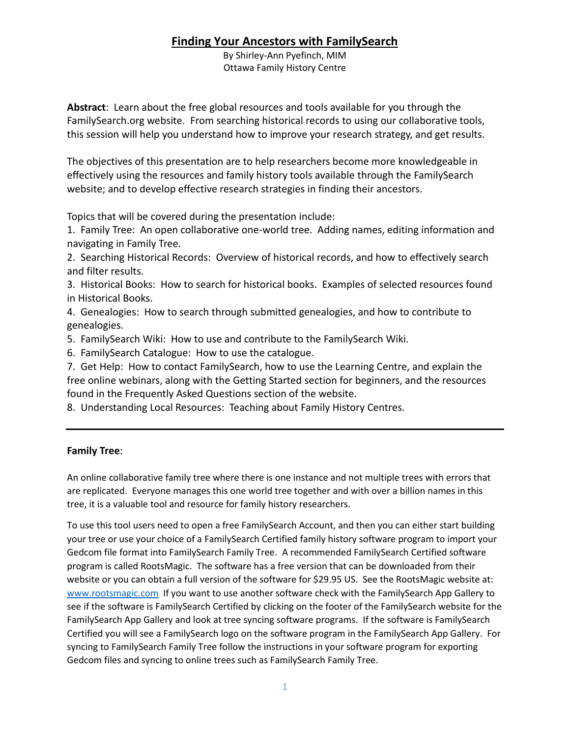# Finding Your Ancestors with FamilySearch

By Shirley-Ann Pyefinch, MIM
Ottawa Family History Centre

**Abstract**: Learn about the free global resources and tools available for you through the FamilySearch.org website. From searching historical records to using our collaborative tools, this session will help you understand how to improve your research strategy, and get results.

The objectives of this presentation are to help researchers become more knowledgeable in effectively using the resources and family history tools available through the FamilySearch website; and to develop effective research strategies in finding their ancestors.

Topics that will be covered during the presentation include:

1. Family Tree: An open collaborative one-world tree. Adding names, editing information and navigating in Family Tree.
2. Searching Historical Records: Overview of historical records, and how to effectively search and filter results.
3. Historical Books: How to search for historical books. Examples of selected resources found in Historical Books.
4. Genealogies: How to search through submitted genealogies, and how to contribute to genealogies.
5. FamilySearch Wiki: How to use and contribute to the FamilySearch Wiki.
6. FamilySearch Catalogue: How to use the catalogue.
7. Get Help: How to contact FamilySearch, how to use the Learning Centre, and explain the free online webinars, along with the Getting Started section for beginners, and the resources found in the Frequently Asked Questions section of the website.
8. Understanding Local Resources: Teaching about Family History Centres.

---

**Family Tree**:

An online collaborative family tree where there is one instance and not multiple trees with errors that are replicated. Everyone manages this one world tree together and with over a billion names in this tree, it is a valuable tool and resource for family history researchers.

To use this tool users need to open a free FamilySearch Account, and then you can either start building your tree or use your choice of a FamilySearch Certified family history software program to import your Gedcom file format into FamilySearch Family Tree. A recommended FamilySearch Certified software program is called RootsMagic. The software has a free version that can be downloaded from their website or you can obtain a full version of the software for $29.95 US. See the RootsMagic website at: [www.rootsmagic.com](http://www.rootsmagic.com) If you want to use another software check with the FamilySearch App Gallery to see if the software is FamilySearch Certified by clicking on the footer of the FamilySearch website for the FamilySearch App Gallery and look at tree syncing software programs. If the software is FamilySearch Certified you will see a FamilySearch logo on the software program in the FamilySearch App Gallery. For syncing to FamilySearch Family Tree follow the instructions in your software program for exporting Gedcom files and syncing to online trees such as FamilySearch Family Tree.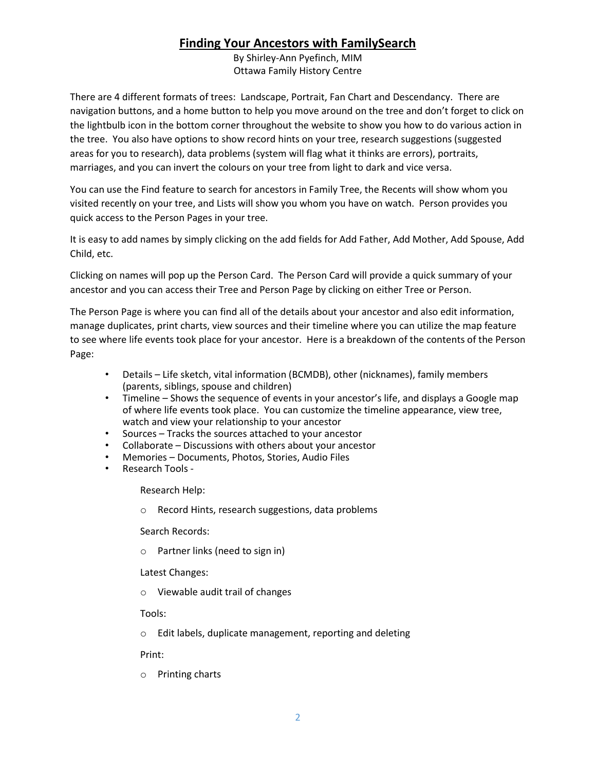## Finding Your Ancestors with FamilySearch

By Shirley-Ann Pyefinch, MIM
Ottawa Family History Centre

There are 4 different formats of trees: Landscape, Portrait, Fan Chart and Descendancy. There are navigation buttons, and a home button to help you move around on the tree and don't forget to click on the lightbulb icon in the bottom corner throughout the website to show you how to do various action in the tree. You also have options to show record hints on your tree, research suggestions (suggested areas for you to research), data problems (system will flag what it thinks are errors), portraits, marriages, and you can invert the colours on your tree from light to dark and vice versa.

You can use the Find feature to search for ancestors in Family Tree, the Recents will show whom you visited recently on your tree, and Lists will show you whom you have on watch. Person provides you quick access to the Person Pages in your tree.

It is easy to add names by simply clicking on the add fields for Add Father, Add Mother, Add Spouse, Add Child, etc.

Clicking on names will pop up the Person Card. The Person Card will provide a quick summary of your ancestor and you can access their Tree and Person Page by clicking on either Tree or Person.

The Person Page is where you can find all of the details about your ancestor and also edit information, manage duplicates, print charts, view sources and their timeline where you can utilize the map feature to see where life events took place for your ancestor. Here is a breakdown of the contents of the Person Page:

- Details – Life sketch, vital information (BCMDB), other (nicknames), family members (parents, siblings, spouse and children)
- Timeline – Shows the sequence of events in your ancestor's life, and displays a Google map of where life events took place. You can customize the timeline appearance, view tree, watch and view your relationship to your ancestor
- Sources – Tracks the sources attached to your ancestor
- Collaborate – Discussions with others about your ancestor
- Memories – Documents, Photos, Stories, Audio Files
- Research Tools -

  Research Help:

  - Record Hints, research suggestions, data problems

  Search Records:

  - Partner links (need to sign in)

  Latest Changes:

  - Viewable audit trail of changes

  Tools:

  - Edit labels, duplicate management, reporting and deleting

  Print:

  - Printing charts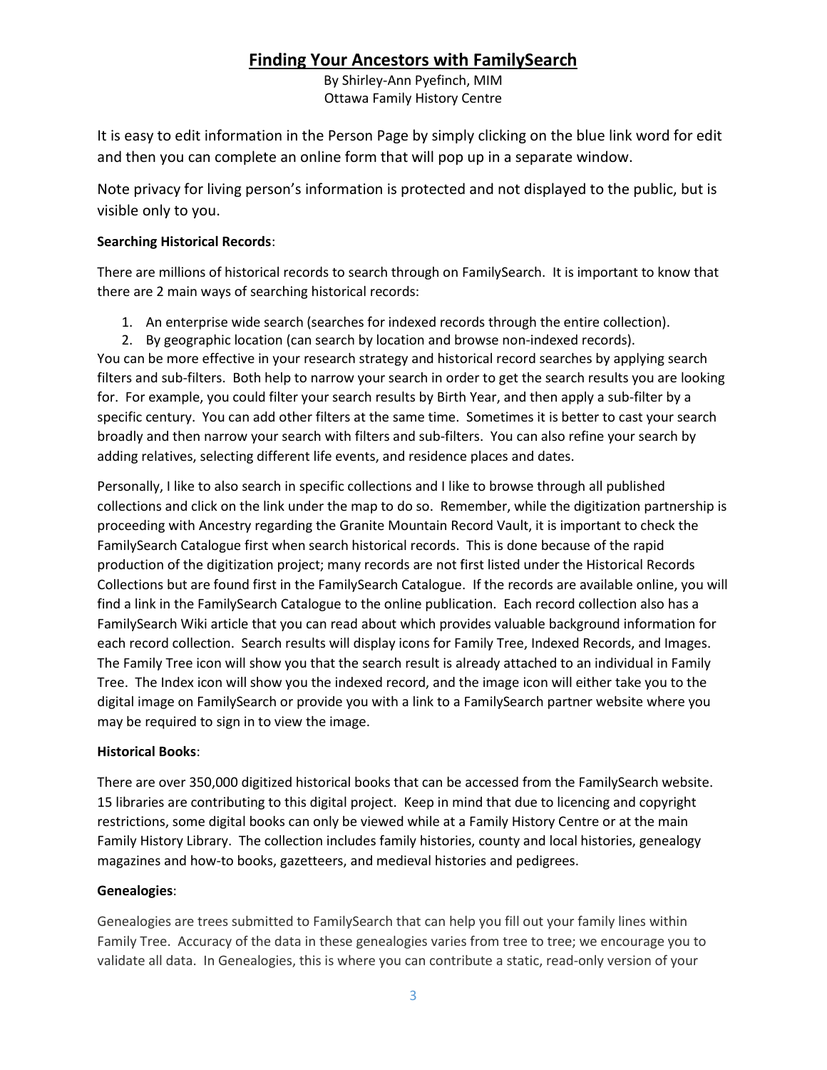It is easy to edit information in the Person Page by simply clicking on the blue link word for edit and then you can complete an online form that will pop up in a separate window.

Note privacy for living person's information is protected and not displayed to the public, but is visible only to you.

**Searching Historical Records**:

There are millions of historical records to search through on FamilySearch. It is important to know that there are 2 main ways of searching historical records:

1. An enterprise wide search (searches for indexed records through the entire collection).
2. By geographic location (can search by location and browse non-indexed records).

You can be more effective in your research strategy and historical record searches by applying search filters and sub-filters. Both help to narrow your search in order to get the search results you are looking for. For example, you could filter your search results by Birth Year, and then apply a sub-filter by a specific century. You can add other filters at the same time. Sometimes it is better to cast your search broadly and then narrow your search with filters and sub-filters. You can also refine your search by adding relatives, selecting different life events, and residence places and dates.

Personally, I like to also search in specific collections and I like to browse through all published collections and click on the link under the map to do so. Remember, while the digitization partnership is proceeding with Ancestry regarding the Granite Mountain Record Vault, it is important to check the FamilySearch Catalogue first when search historical records. This is done because of the rapid production of the digitization project; many records are not first listed under the Historical Records Collections but are found first in the FamilySearch Catalogue. If the records are available online, you will find a link in the FamilySearch Catalogue to the online publication. Each record collection also has a FamilySearch Wiki article that you can read about which provides valuable background information for each record collection. Search results will display icons for Family Tree, Indexed Records, and Images. The Family Tree icon will show you that the search result is already attached to an individual in Family Tree. The Index icon will show you the indexed record, and the image icon will either take you to the digital image on FamilySearch or provide you with a link to a FamilySearch partner website where you may be required to sign in to view the image.

**Historical Books**:

There are over 350,000 digitized historical books that can be accessed from the FamilySearch website. 15 libraries are contributing to this digital project. Keep in mind that due to licencing and copyright restrictions, some digital books can only be viewed while at a Family History Centre or at the main Family History Library. The collection includes family histories, county and local histories, genealogy magazines and how-to books, gazetteers, and medieval histories and pedigrees.

**Genealogies**:

Genealogies are trees submitted to FamilySearch that can help you fill out your family lines within Family Tree. Accuracy of the data in these genealogies varies from tree to tree; we encourage you to validate all data. In Genealogies, this is where you can contribute a static, read-only version of your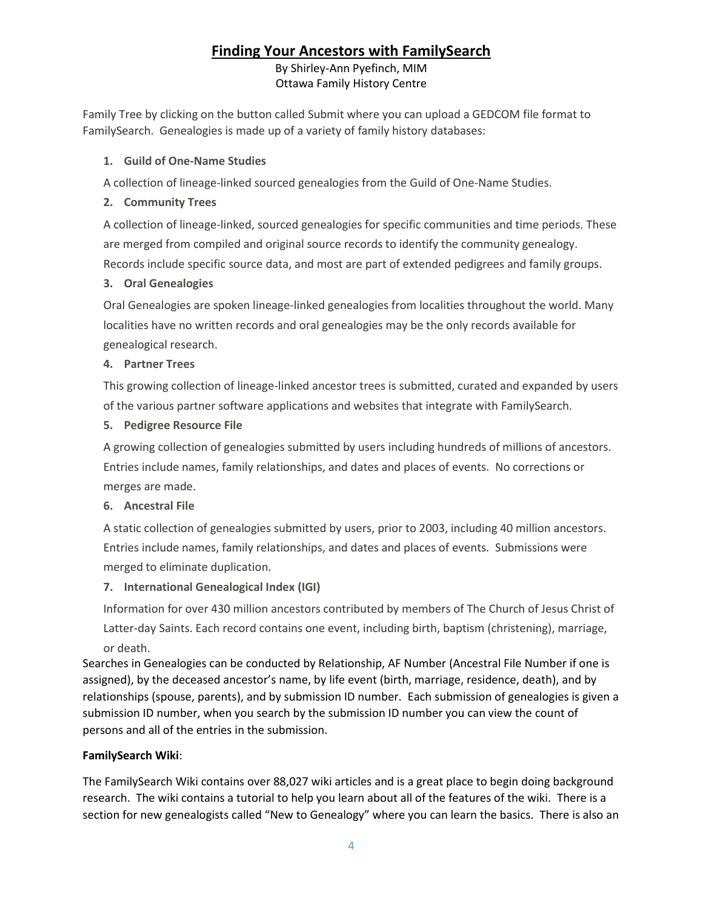Family Tree by clicking on the button called Submit where you can upload a GEDCOM file format to FamilySearch. Genealogies is made up of a variety of family history databases:

1. **Guild of One-Name Studies**

   A collection of lineage-linked sourced genealogies from the Guild of One-Name Studies.

2. **Community Trees**

   A collection of lineage-linked, sourced genealogies for specific communities and time periods. These are merged from compiled and original source records to identify the community genealogy. Records include specific source data, and most are part of extended pedigrees and family groups.

3. **Oral Genealogies**

   Oral Genealogies are spoken lineage-linked genealogies from localities throughout the world. Many localities have no written records and oral genealogies may be the only records available for genealogical research.

4. **Partner Trees**

   This growing collection of lineage-linked ancestor trees is submitted, curated and expanded by users of the various partner software applications and websites that integrate with FamilySearch.

5. **Pedigree Resource File**

   A growing collection of genealogies submitted by users including hundreds of millions of ancestors. Entries include names, family relationships, and dates and places of events. No corrections or merges are made.

6. **Ancestral File**

   A static collection of genealogies submitted by users, prior to 2003, including 40 million ancestors. Entries include names, family relationships, and dates and places of events. Submissions were merged to eliminate duplication.

7. **International Genealogical Index (IGI)**

   Information for over 430 million ancestors contributed by members of The Church of Jesus Christ of Latter-day Saints. Each record contains one event, including birth, baptism (christening), marriage, or death.

Searches in Genealogies can be conducted by Relationship, AF Number (Ancestral File Number if one is assigned), by the deceased ancestor's name, by life event (birth, marriage, residence, death), and by relationships (spouse, parents), and by submission ID number. Each submission of genealogies is given a submission ID number, when you search by the submission ID number you can view the count of persons and all of the entries in the submission.

**FamilySearch Wiki**:

The FamilySearch Wiki contains over 88,027 wiki articles and is a great place to begin doing background research. The wiki contains a tutorial to help you learn about all of the features of the wiki. There is a section for new genealogists called "New to Genealogy" where you can learn the basics. There is also an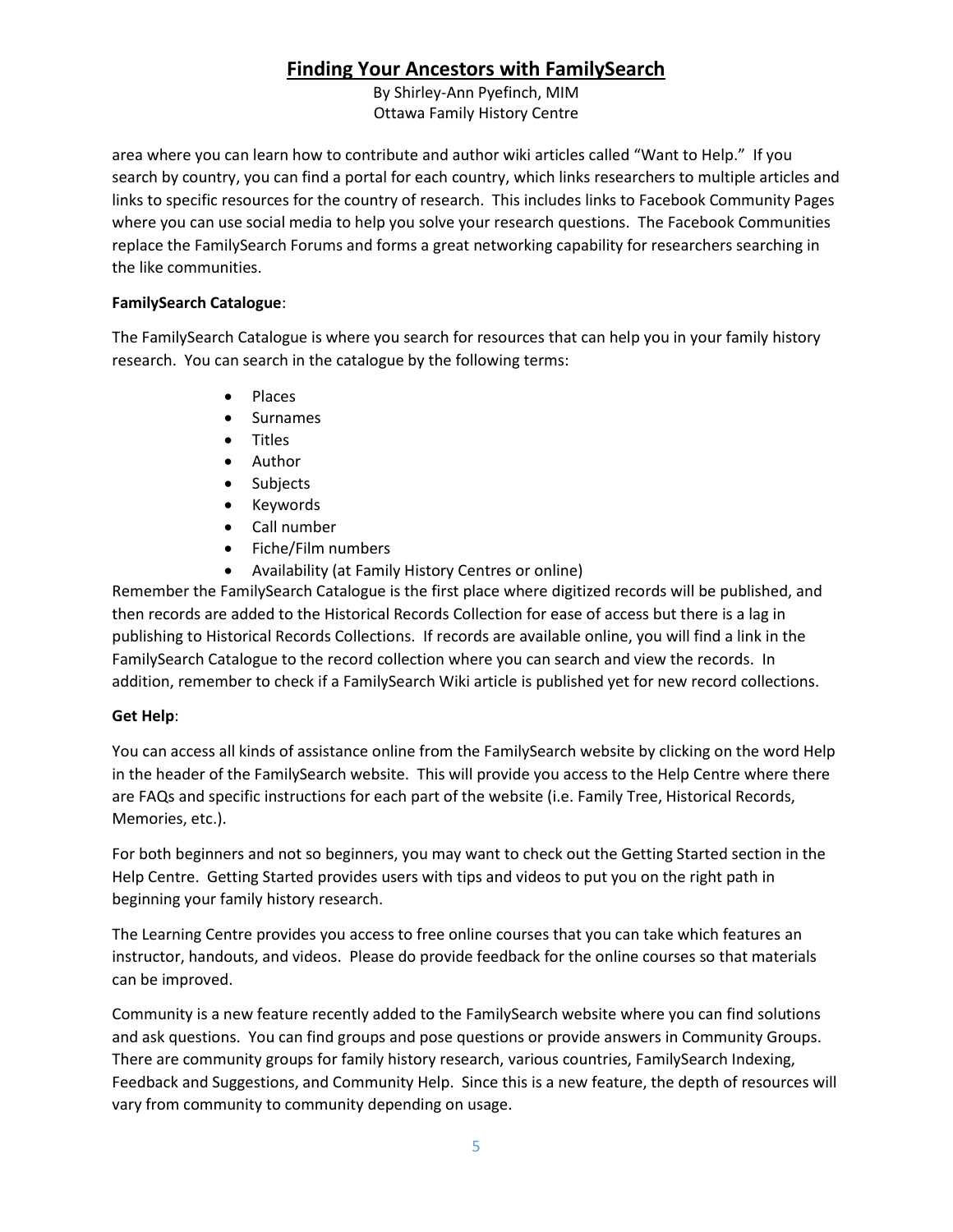area where you can learn how to contribute and author wiki articles called "Want to Help." If you search by country, you can find a portal for each country, which links researchers to multiple articles and links to specific resources for the country of research. This includes links to Facebook Community Pages where you can use social media to help you solve your research questions. The Facebook Communities replace the FamilySearch Forums and forms a great networking capability for researchers searching in the like communities.

**FamilySearch Catalogue**:

The FamilySearch Catalogue is where you search for resources that can help you in your family history research. You can search in the catalogue by the following terms:

- Places
- Surnames
- Titles
- Author
- Subjects
- Keywords
- Call number
- Fiche/Film numbers
- Availability (at Family History Centres or online)

Remember the FamilySearch Catalogue is the first place where digitized records will be published, and then records are added to the Historical Records Collection for ease of access but there is a lag in publishing to Historical Records Collections. If records are available online, you will find a link in the FamilySearch Catalogue to the record collection where you can search and view the records. In addition, remember to check if a FamilySearch Wiki article is published yet for new record collections.

**Get Help**:

You can access all kinds of assistance online from the FamilySearch website by clicking on the word Help in the header of the FamilySearch website. This will provide you access to the Help Centre where there are FAQs and specific instructions for each part of the website (i.e. Family Tree, Historical Records, Memories, etc.).

For both beginners and not so beginners, you may want to check out the Getting Started section in the Help Centre. Getting Started provides users with tips and videos to put you on the right path in beginning your family history research.

The Learning Centre provides you access to free online courses that you can take which features an instructor, handouts, and videos. Please do provide feedback for the online courses so that materials can be improved.

Community is a new feature recently added to the FamilySearch website where you can find solutions and ask questions. You can find groups and pose questions or provide answers in Community Groups. There are community groups for family history research, various countries, FamilySearch Indexing, Feedback and Suggestions, and Community Help. Since this is a new feature, the depth of resources will vary from community to community depending on usage.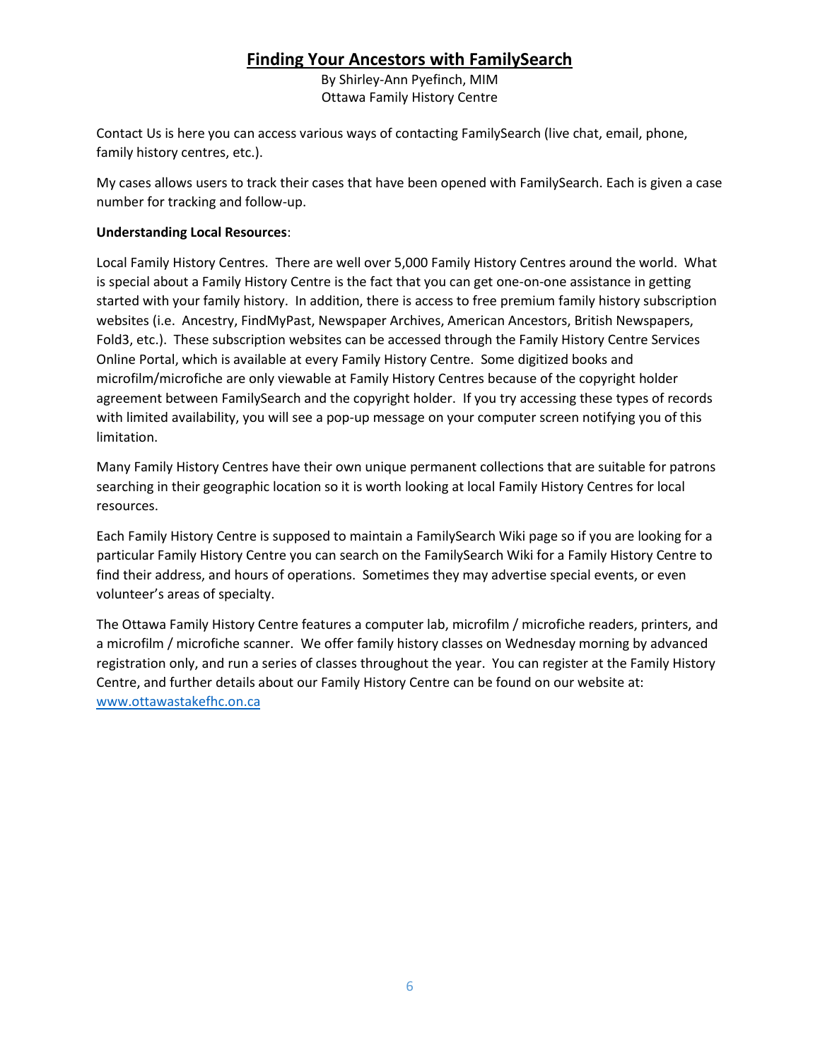Contact Us is here you can access various ways of contacting FamilySearch (live chat, email, phone, family history centres, etc.).

My cases allows users to track their cases that have been opened with FamilySearch. Each is given a case number for tracking and follow-up.

**Understanding Local Resources**:

Local Family History Centres. There are well over 5,000 Family History Centres around the world. What is special about a Family History Centre is the fact that you can get one-on-one assistance in getting started with your family history. In addition, there is access to free premium family history subscription websites (i.e. Ancestry, FindMyPast, Newspaper Archives, American Ancestors, British Newspapers, Fold3, etc.). These subscription websites can be accessed through the Family History Centre Services Online Portal, which is available at every Family History Centre. Some digitized books and microfilm/microfiche are only viewable at Family History Centres because of the copyright holder agreement between FamilySearch and the copyright holder. If you try accessing these types of records with limited availability, you will see a pop-up message on your computer screen notifying you of this limitation.

Many Family History Centres have their own unique permanent collections that are suitable for patrons searching in their geographic location so it is worth looking at local Family History Centres for local resources.

Each Family History Centre is supposed to maintain a FamilySearch Wiki page so if you are looking for a particular Family History Centre you can search on the FamilySearch Wiki for a Family History Centre to find their address, and hours of operations. Sometimes they may advertise special events, or even volunteer's areas of specialty.

The Ottawa Family History Centre features a computer lab, microfilm / microfiche readers, printers, and a microfilm / microfiche scanner. We offer family history classes on Wednesday morning by advanced registration only, and run a series of classes throughout the year. You can register at the Family History Centre, and further details about our Family History Centre can be found on our website at: [www.ottawastakefhc.on.ca](http://www.ottawastakefhc.on.ca)